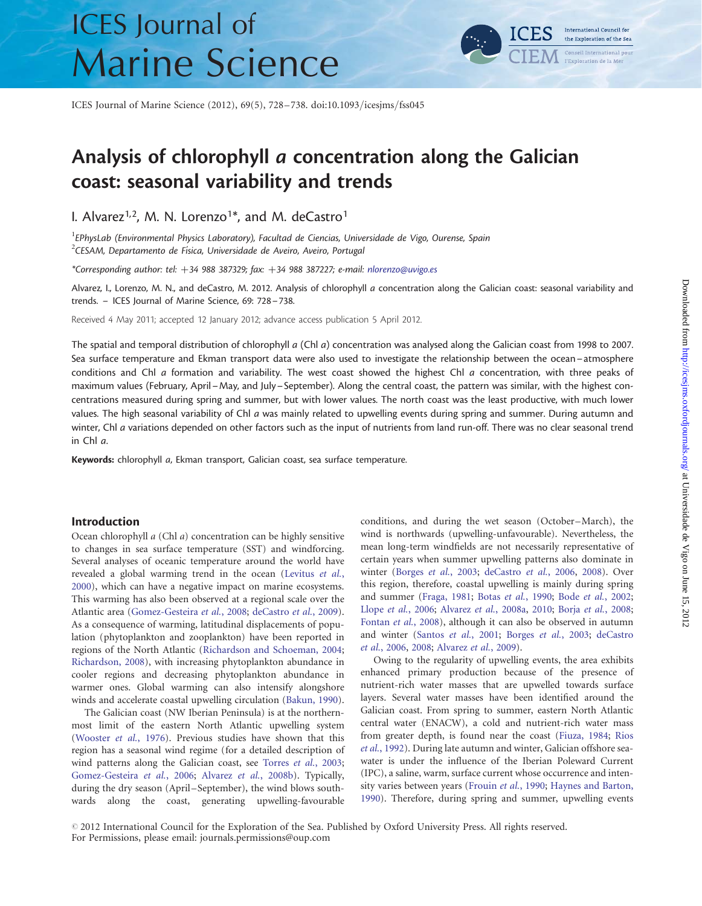# Analysis of chlorophyll *a* concentration along the Galician coast: seasonal variability and trends

I. Alvarez[1,2], M. N. Lorenzo[1]*, and M. deCastro[1]

[1]EPhysLab (Environmental Physics Laboratory), Facultad de Ciencias, Universidade de Vigo, Ourense, Spain
[2]CESAM, Departamento de Física, Universidade de Aveiro, Aveiro, Portugal

*Corresponding author: tel: +34 988 387329; fax: +34 988 387227; e-mail: nlorenzo@uvigo.es

Alvarez, I., Lorenzo, M. N., and deCastro, M. 2012. Analysis of chlorophyll *a* concentration along the Galician coast: seasonal variability and trends. – ICES Journal of Marine Science, 69: 728–738.

Received 4 May 2011; accepted 12 January 2012; advance access publication 5 April 2012.

The spatial and temporal distribution of chlorophyll *a* (Chl *a*) concentration was analysed along the Galician coast from 1998 to 2007. Sea surface temperature and Ekman transport data were also used to investigate the relationship between the ocean–atmosphere conditions and Chl *a* formation and variability. The west coast showed the highest Chl *a* concentration, with three peaks of maximum values (February, April–May, and July–September). Along the central coast, the pattern was similar, with the highest concentrations measured during spring and summer, but with lower values. The north coast was the least productive, with much lower values. The high seasonal variability of Chl *a* was mainly related to upwelling events during spring and summer. During autumn and winter, Chl *a* variations depended on other factors such as the input of nutrients from land run-off. There was no clear seasonal trend in Chl *a*.

**Keywords:** chlorophyll *a*, Ekman transport, Galician coast, sea surface temperature.

## Introduction

Ocean chlorophyll *a* (Chl *a*) concentration can be highly sensitive to changes in sea surface temperature (SST) and windforcing. Several analyses of oceanic temperature around the world have revealed a global warming trend in the ocean (Levitus *et al.*, 2000), which can have a negative impact on marine ecosystems. This warming has also been observed at a regional scale over the Atlantic area (Gomez-Gesteira *et al.*, 2008; deCastro *et al.*, 2009). As a consequence of warming, latitudinal displacements of population (phytoplankton and zooplankton) have been reported in regions of the North Atlantic (Richardson and Schoeman, 2004; Richardson, 2008), with increasing phytoplankton abundance in cooler regions and decreasing phytoplankton abundance in warmer ones. Global warming can also intensify alongshore winds and accelerate coastal upwelling circulation (Bakun, 1990).

The Galician coast (NW Iberian Peninsula) is at the northernmost limit of the eastern North Atlantic upwelling system (Wooster *et al.*, 1976). Previous studies have shown that this region has a seasonal wind regime (for a detailed description of wind patterns along the Galician coast, see Torres *et al.*, 2003; Gomez-Gesteira *et al.*, 2006; Alvarez *et al.*, 2008b). Typically, during the dry season (April–September), the wind blows southwards along the coast, generating upwelling-favourable conditions, and during the wet season (October–March), the wind is northwards (upwelling-unfavourable). Nevertheless, the mean long-term windfields are not necessarily representative of certain years when summer upwelling patterns also dominate in winter (Borges *et al.*, 2003; deCastro *et al.*, 2006, 2008). Over this region, therefore, coastal upwelling is mainly during spring and summer (Fraga, 1981; Botas *et al.*, 1990; Bode *et al.*, 2002; Llope *et al.*, 2006; Alvarez *et al.*, 2008a, 2010; Borja *et al.*, 2008; Fontan *et al.*, 2008), although it can also be observed in autumn and winter (Santos *et al.*, 2001; Borges *et al.*, 2003; deCastro *et al.*, 2006, 2008; Alvarez *et al.*, 2009).

Owing to the regularity of upwelling events, the area exhibits enhanced primary production because of the presence of nutrient-rich water masses that are upwelled towards surface layers. Several water masses have been identified around the Galician coast. From spring to summer, eastern North Atlantic central water (ENACW), a cold and nutrient-rich water mass from greater depth, is found near the coast (Fiuza, 1984; Rios *et al.*, 1992). During late autumn and winter, Galician offshore seawater is under the influence of the Iberian Poleward Current (IPC), a saline, warm, surface current whose occurrence and intensity varies between years (Frouin *et al.*, 1990; Haynes and Barton, 1990). Therefore, during spring and summer, upwelling events

© 2012 International Council for the Exploration of the Sea. Published by Oxford University Press. All rights reserved.
For Permissions, please email: journals.permissions@oup.com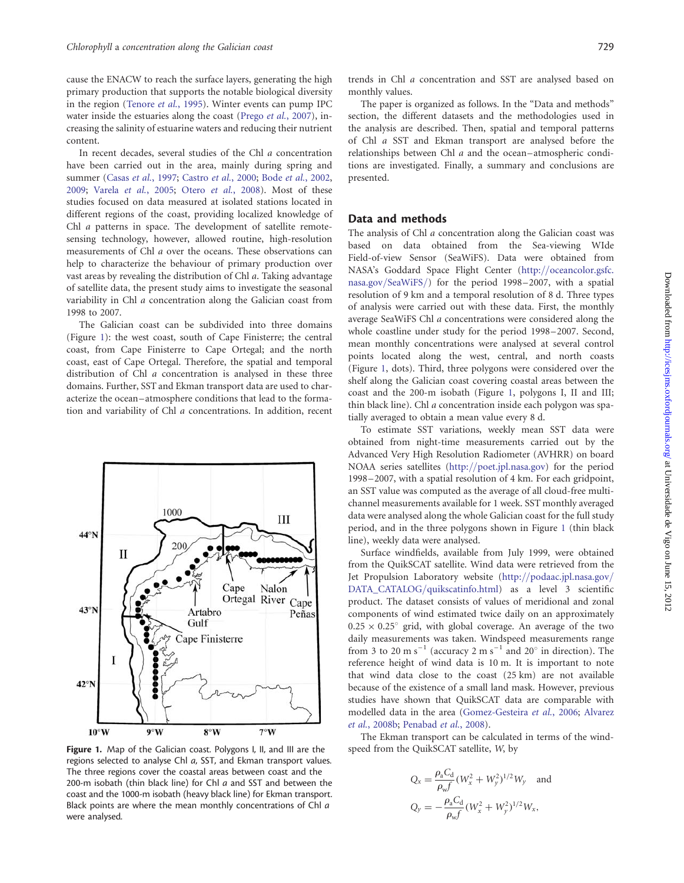cause the ENACW to reach the surface layers, generating the high primary production that supports the notable biological diversity in the region (Tenore *et al.*, 1995). Winter events can pump IPC water inside the estuaries along the coast (Prego *et al.*, 2007), increasing the salinity of estuarine waters and reducing their nutrient content.

In recent decades, several studies of the Chl *a* concentration have been carried out in the area, mainly during spring and summer (Casas *et al.*, 1997; Castro *et al.*, 2000; Bode *et al.*, 2002, 2009; Varela *et al.*, 2005; Otero *et al.*, 2008). Most of these studies focused on data measured at isolated stations located in different regions of the coast, providing localized knowledge of Chl *a* patterns in space. The development of satellite remote-sensing technology, however, allowed routine, high-resolution measurements of Chl *a* over the oceans. These observations can help to characterize the behaviour of primary production over vast areas by revealing the distribution of Chl *a*. Taking advantage of satellite data, the present study aims to investigate the seasonal variability in Chl *a* concentration along the Galician coast from 1998 to 2007.

The Galician coast can be subdivided into three domains (Figure 1): the west coast, south of Cape Finisterre; the central coast, from Cape Finisterre to Cape Ortegal; and the north coast, east of Cape Ortegal. Therefore, the spatial and temporal distribution of Chl *a* concentration is analysed in these three domains. Further, SST and Ekman transport data are used to characterize the ocean–atmosphere conditions that lead to the formation and variability of Chl *a* concentrations. In addition, recent trends in Chl *a* concentration and SST are analysed based on monthly values.

**Figure 1.** Map of the Galician coast. Polygons I, II, and III are the regions selected to analyse Chl *a*, SST, and Ekman transport values. The three regions cover the coastal areas between coast and the 200-m isobath (thin black line) for Chl *a* and SST and between the coast and the 1000-m isobath (heavy black line) for Ekman transport. Black points are where the mean monthly concentrations of Chl *a* were analysed.

The paper is organized as follows. In the "Data and methods" section, the different datasets and the methodologies used in the analysis are described. Then, spatial and temporal patterns of Chl *a* SST and Ekman transport are analysed before the relationships between Chl *a* and the ocean–atmospheric conditions are investigated. Finally, a summary and conclusions are presented.

## Data and methods

The analysis of Chl *a* concentration along the Galician coast was based on data obtained from the Sea-viewing WIde Field-of-view Sensor (SeaWiFS). Data were obtained from NASA's Goddard Space Flight Center (http://oceancolor.gsfc.nasa.gov/SeaWiFS/) for the period 1998–2007, with a spatial resolution of 9 km and a temporal resolution of 8 d. Three types of analysis were carried out with these data. First, the monthly average SeaWiFS Chl *a* concentrations were considered along the whole coastline under study for the period 1998–2007. Second, mean monthly concentrations were analysed at several control points located along the west, central, and north coasts (Figure 1, dots). Third, three polygons were considered over the shelf along the Galician coast covering coastal areas between the coast and the 200-m isobath (Figure 1, polygons I, II and III; thin black line). Chl *a* concentration inside each polygon was spatially averaged to obtain a mean value every 8 d.

To estimate SST variations, weekly mean SST data were obtained from night-time measurements carried out by the Advanced Very High Resolution Radiometer (AVHRR) on board NOAA series satellites (http://poet.jpl.nasa.gov) for the period 1998–2007, with a spatial resolution of 4 km. For each gridpoint, an SST value was computed as the average of all cloud-free multi-channel measurements available for 1 week. SST monthly averaged data were analysed along the whole Galician coast for the full study period, and in the three polygons shown in Figure 1 (thin black line), weekly data were analysed.

Surface windfields, available from July 1999, were obtained from the QuikSCAT satellite. Wind data were retrieved from the Jet Propulsion Laboratory website (http://podaac.jpl.nasa.gov/DATA_CATALOG/quikscatinfo.html) as a level 3 scientific product. The dataset consists of values of meridional and zonal components of wind estimated twice daily on an approximately $0.25 \times 0.25°$ grid, with global coverage. An average of the two daily measurements was taken. Windspeed measurements range from 3 to 20 m s$^{-1}$ (accuracy 2 m s$^{-1}$ and 20° in direction). The reference height of wind data is 10 m. It is important to note that wind data close to the coast (25 km) are not available because of the existence of a small land mask. However, previous studies have shown that QuikSCAT data are comparable with modelled data in the area (Gomez-Gesteira *et al.*, 2006; Alvarez *et al.*, 2008b; Penabad *et al.*, 2008).

The Ekman transport can be calculated in terms of the windspeed from the QuikSCAT satellite, $W$, by

$$Q_x = \frac{\rho_a C_d}{\rho_w f}(W_x^2 + W_y^2)^{1/2} W_y \quad \text{and}$$

$$Q_y = -\frac{\rho_a C_d}{\rho_w f}(W_x^2 + W_y^2)^{1/2} W_x,$$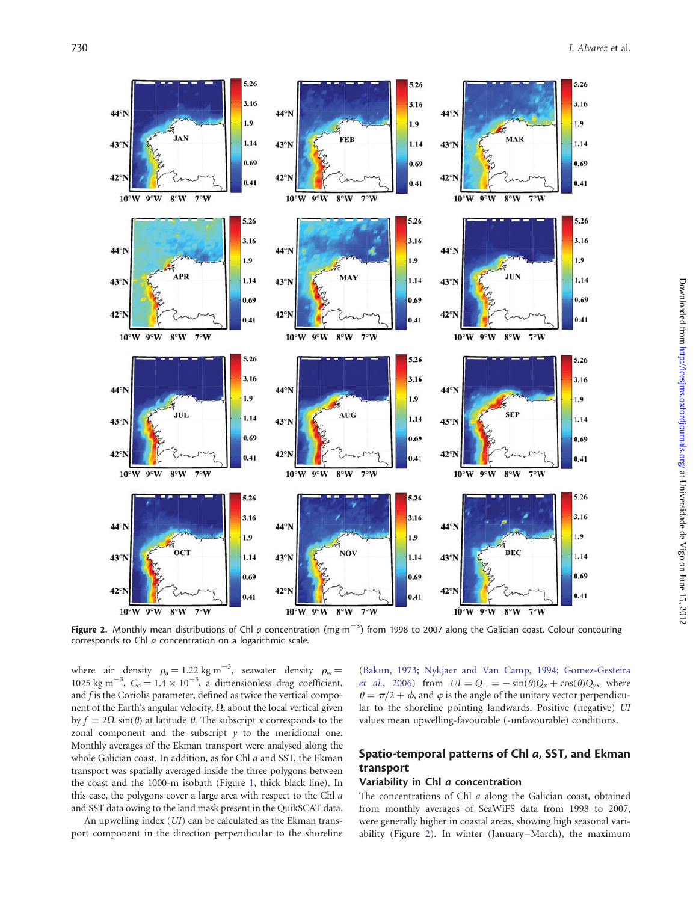**Figure 2.** Monthly mean distributions of Chl *a* concentration (mg m$^{-3}$) from 1998 to 2007 along the Galician coast. Colour contouring corresponds to Chl *a* concentration on a logarithmic scale.

where air density $\rho_a = 1.22$ kg m$^{-3}$, seawater density $\rho_w = 1025$ kg m$^{-3}$, $C_d = 1.4 \times 10^{-3}$, a dimensionless drag coefficient, and $f$ is the Coriolis parameter, defined as twice the vertical component of the Earth's angular velocity, $\Omega$, about the local vertical given by $f = 2\Omega \sin(\theta)$ at latitude $\theta$. The subscript $x$ corresponds to the zonal component and the subscript $y$ to the meridional one. Monthly averages of the Ekman transport were analysed along the whole Galician coast. In addition, as for Chl *a* and SST, the Ekman transport was spatially averaged inside the three polygons between the coast and the 1000-m isobath (Figure 1, thick black line). In this case, the polygons cover a large area with respect to the Chl *a* and SST data owing to the land mask present in the QuikSCAT data.

An upwelling index (*UI*) can be calculated as the Ekman transport component in the direction perpendicular to the shoreline (Bakun, 1973; Nykjaer and Van Camp, 1994; Gomez-Gesteira *et al.*, 2006) from $UI = Q_{\perp} = -\sin(\theta)Q_x + \cos(\theta)Q_y$, where $\theta = \pi/2 + \phi$, and $\varphi$ is the angle of the unitary vector perpendicular to the shoreline pointing landwards. Positive (negative) *UI* values mean upwelling-favourable (-unfavourable) conditions.

## Spatio-temporal patterns of Chl *a*, SST, and Ekman transport

### Variability in Chl *a* concentration

The concentrations of Chl *a* along the Galician coast, obtained from monthly averages of SeaWiFS data from 1998 to 2007, were generally higher in coastal areas, showing high seasonal variability (Figure 2). In winter (January–March), the maximum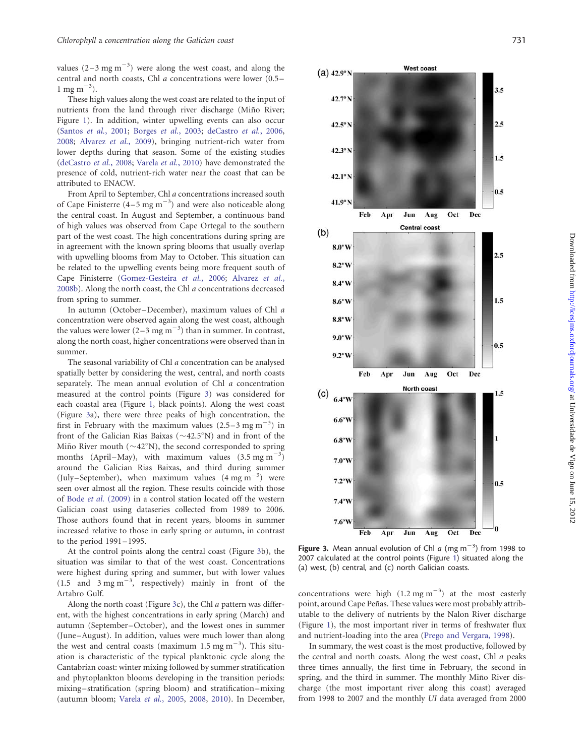values (2–3 mg m$^{-3}$) were along the west coast, and along the central and north coasts, Chl *a* concentrations were lower (0.5–1 mg m$^{-3}$).

These high values along the west coast are related to the input of nutrients from the land through river discharge (Miño River; Figure 1). In addition, winter upwelling events can also occur (Santos *et al.*, 2001; Borges *et al.*, 2003; deCastro *et al.*, 2006, 2008; Alvarez *et al.*, 2009), bringing nutrient-rich water from lower depths during that season. Some of the existing studies (deCastro *et al.*, 2008; Varela *et al.*, 2010) have demonstrated the presence of cold, nutrient-rich water near the coast that can be attributed to ENACW.

From April to September, Chl *a* concentrations increased south of Cape Finisterre (4–5 mg m$^{-3}$) and were also noticeable along the central coast. In August and September, a continuous band of high values was observed from Cape Ortegal to the southern part of the west coast. The high concentrations during spring are in agreement with the known spring blooms that usually overlap with upwelling blooms from May to October. This situation can be related to the upwelling events being more frequent south of Cape Finisterre (Gomez-Gesteira *et al.*, 2006; Alvarez *et al.*, 2008b). Along the north coast, the Chl *a* concentrations decreased from spring to summer.

In autumn (October–December), maximum values of Chl *a* concentration were observed again along the west coast, although the values were lower (2–3 mg m$^{-3}$) than in summer. In contrast, along the north coast, higher concentrations were observed than in summer.

The seasonal variability of Chl *a* concentration can be analysed spatially better by considering the west, central, and north coasts separately. The mean annual evolution of Chl *a* concentration measured at the control points (Figure 3) was considered for each coastal area (Figure 1, black points). Along the west coast (Figure 3a), there were three peaks of high concentration, the first in February with the maximum values (2.5–3 mg m$^{-3}$) in front of the Galician Rias Baixas (~42.5°N) and in front of the Miño River mouth (~42°N), the second corresponded to spring months (April–May), with maximum values (3.5 mg m$^{-3}$) around the Galician Rias Baixas, and third during summer (July–September), when maximum values (4 mg m$^{-3}$) were seen over almost all the region. These results coincide with those of Bode *et al.* (2009) in a control station located off the western Galician coast using datasets collected from 1989 to 2006. Those authors found that in recent years, blooms in summer increased relative to those in early spring or autumn, in contrast to the period 1991–1995.

At the control points along the central coast (Figure 3b), the situation was similar to that of the west coast. Concentrations were highest during spring and summer, but with lower values (1.5 and 3 mg m$^{-3}$, respectively) mainly in front of the Artabro Gulf.

Along the north coast (Figure 3c), the Chl *a* pattern was different, with the highest concentrations in early spring (March) and autumn (September–October), and the lowest ones in summer (June–August). In addition, values were much lower than along the west and central coasts (maximum 1.5 mg m$^{-3}$). This situation is characteristic of the typical planktonic cycle along the Cantabrian coast: winter mixing followed by summer stratification and phytoplankton blooms developing in the transition periods: mixing–stratification (spring bloom) and stratification–mixing (autumn bloom; Varela *et al.*, 2005, 2008, 2010). In December,

**Figure 3.** Mean annual evolution of Chl *a* (mg m$^{-3}$) from 1998 to 2007 calculated at the control points (Figure 1) situated along the (a) west, (b) central, and (c) north Galician coasts.

concentrations were high (1.2 mg m$^{-3}$) at the most easterly point, around Cape Peñas. These values were most probably attributable to the delivery of nutrients by the Nalon River discharge (Figure 1), the most important river in terms of freshwater flux and nutrient-loading into the area (Prego and Vergara, 1998).

In summary, the west coast is the most productive, followed by the central and north coasts. Along the west coast, Chl *a* peaks three times annually, the first time in February, the second in spring, and the third in summer. The monthly Miño River discharge (the most important river along this coast) averaged from 1998 to 2007 and the monthly *UI* data averaged from 2000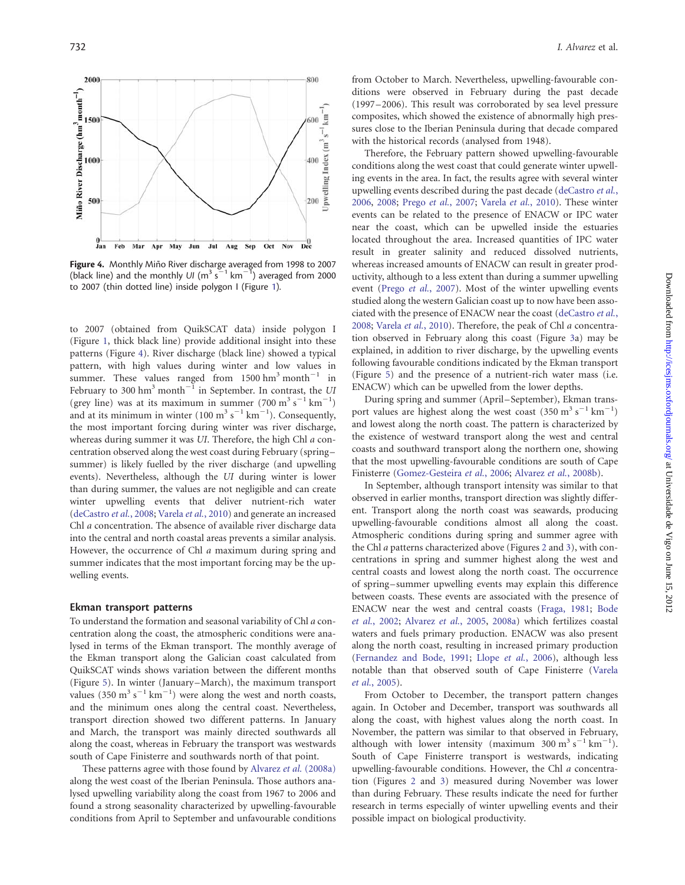Figure 4. Monthly Miño River discharge averaged from 1998 to 2007 (black line) and the monthly *UI* ($m^3 s^{-1} km^{-1}$) averaged from 2000 to 2007 (thin dotted line) inside polygon I (Figure 1).

to 2007 (obtained from QuikSCAT data) inside polygon I (Figure 1, thick black line) provide additional insight into these patterns (Figure 4). River discharge (black line) showed a typical pattern, with high values during winter and low values in summer. These values ranged from 1500 $hm^3$ $month^{-1}$ in February to 300 $hm^3$ $month^{-1}$ in September. In contrast, the *UI* (grey line) was at its maximum in summer (700 $m^3 s^{-1} km^{-1}$) and at its minimum in winter (100 $m^3 s^{-1} km^{-1}$). Consequently, the most important forcing during winter was river discharge, whereas during summer it was *UI*. Therefore, the high Chl *a* concentration observed along the west coast during February (spring–summer) is likely fuelled by the river discharge (and upwelling events). Nevertheless, although the *UI* during winter is lower than during summer, the values are not negligible and can create winter upwelling events that deliver nutrient-rich water (deCastro *et al.*, 2008; Varela *et al.*, 2010) and generate an increased Chl *a* concentration. The absence of available river discharge data into the central and north coastal areas prevents a similar analysis. However, the occurrence of Chl *a* maximum during spring and summer indicates that the most important forcing may be the upwelling events.

### Ekman transport patterns

To understand the formation and seasonal variability of Chl *a* concentration along the coast, the atmospheric conditions were analysed in terms of the Ekman transport. The monthly average of the Ekman transport along the Galician coast calculated from QuikSCAT winds shows variation between the different months (Figure 5). In winter (January–March), the maximum transport values (350 $m^3 s^{-1} km^{-1}$) were along the west and north coasts, and the minimum ones along the central coast. Nevertheless, transport direction showed two different patterns. In January and March, the transport was mainly directed southwards all along the coast, whereas in February the transport was westwards south of Cape Finisterre and southwards north of that point.

These patterns agree with those found by Alvarez *et al.* (2008a) along the west coast of the Iberian Peninsula. These authors analysed upwelling variability along the coast from 1967 to 2006 and found a strong seasonality characterized by upwelling-favourable conditions from April to September and unfavourable conditions from October to March. Nevertheless, upwelling-favourable conditions were observed in February during the past decade (1997–2006). This result was corroborated by sea level pressure composites, which showed the existence of abnormally high pressures close to the Iberian Peninsula during that decade compared with the historical records (analysed from 1948).

Therefore, the February pattern showed upwelling-favourable conditions along the west coast that could generate winter upwelling events in the area. In fact, the results agree with several winter upwelling events described during the past decade (deCastro *et al.*, 2006, 2008; Prego *et al.*, 2007; Varela *et al.*, 2010). These winter events can be related to the presence of ENACW or IPC water near the coast, which can be upwelled inside the estuaries located throughout the area. Increased quantities of IPC water result in greater salinity and reduced dissolved nutrients, whereas increased amounts of ENACW can result in greater productivity, although to a less extent than during a summer upwelling event (Prego *et al.*, 2007). Most of the winter upwelling events studied along the western Galician coast up to now have been associated with the presence of ENACW near the coast (deCastro *et al.*, 2008; Varela *et al.*, 2010). Therefore, the peak of Chl *a* concentration observed in February along this coast (Figure 3a) may be explained, in addition to river discharge, by the upwelling events following favourable conditions indicated by the Ekman transport (Figure 5) and the presence of a nutrient-rich water mass (i.e. ENACW) which can be upwelled from the lower depths.

During spring and summer (April–September), Ekman transport values are highest along the west coast (350 $m^3 s^{-1} km^{-1}$) and lowest along the north coast. The pattern is characterized by the existence of westward transport along the west and central coasts and southward transport along the northern one, showing that the most upwelling-favourable conditions are south of Cape Finisterre (Gomez-Gesteira *et al.*, 2006; Alvarez *et al.*, 2008b).

In September, although transport intensity was similar to that observed in earlier months, transport direction was slightly different. Transport along the north coast was seawards, producing upwelling-favourable conditions almost all along the coast. Atmospheric conditions during spring and summer agree with the Chl *a* patterns characterized above (Figures 2 and 3), with concentrations in spring and summer highest along the west and central coasts and lowest along the north coast. The occurrence of spring–summer upwelling events may explain this difference between coasts. These events are associated with the presence of ENACW near the west and central coasts (Fraga, 1981; Bode *et al.*, 2002; Alvarez *et al.*, 2005, 2008a) which fertilizes coastal waters and fuels primary production. ENACW was also present along the north coast, resulting in increased primary production (Fernandez and Bode, 1991; Llope *et al.*, 2006), although less notable than that observed south of Cape Finisterre (Varela *et al.*, 2005).

From October to December, the transport pattern changes again. In October and December, transport was southwards all along the coast, with highest values along the north coast. In November, the pattern was similar to that observed in February, although with lower intensity (maximum 300 $m^3 s^{-1} km^{-1}$). South of Cape Finisterre transport is westwards, indicating upwelling-favourable conditions. However, the Chl *a* concentration (Figures 2 and 3) measured during November was lower than during February. These results indicate the need for further research in terms especially of winter upwelling events and their possible impact on biological productivity.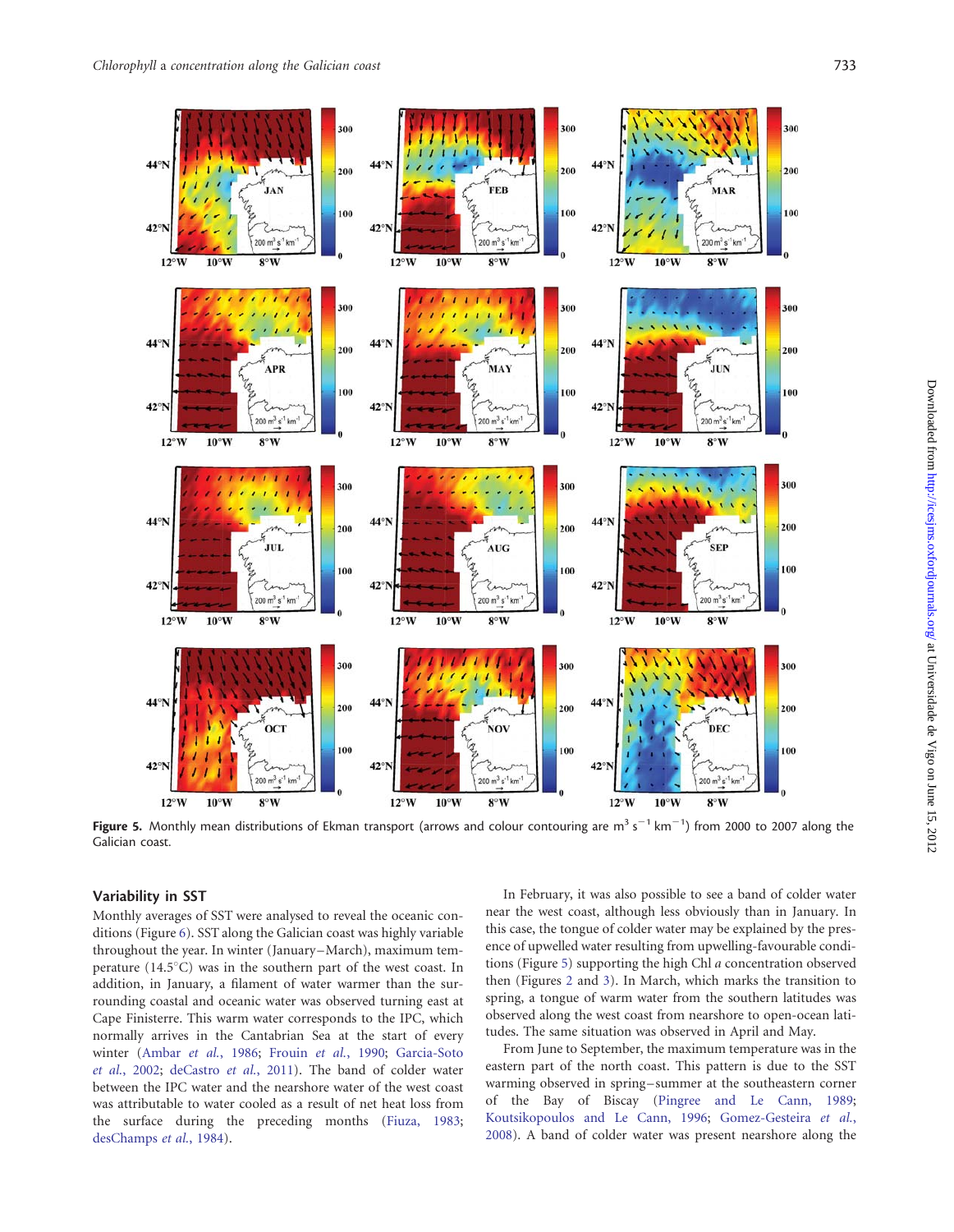**Figure 5.** Monthly mean distributions of Ekman transport (arrows and colour contouring are $m^3 s^{-1} km^{-1}$) from 2000 to 2007 along the Galician coast.

## Variability in SST

Monthly averages of SST were analysed to reveal the oceanic conditions (Figure 6). SST along the Galician coast was highly variable throughout the year. In winter (January–March), maximum temperature (14.5°C) was in the southern part of the west coast. In addition, in January, a filament of water warmer than the surrounding coastal and oceanic water was observed turning east at Cape Finisterre. This warm water corresponds to the IPC, which normally arrives in the Cantabrian Sea at the start of every winter (Ambar *et al.*, 1986; Frouin *et al.*, 1990; Garcia-Soto *et al.*, 2002; deCastro *et al.*, 2011). The band of colder water between the IPC water and the nearshore water of the west coast was attributable to water cooled as a result of net heat loss from the surface during the preceding months (Fiuza, 1983; desChamps *et al.*, 1984).

In February, it was also possible to see a band of colder water near the west coast, although less obviously than in January. In this case, the tongue of colder water may be explained by the presence of upwelled water resulting from upwelling-favourable conditions (Figure 5) supporting the high Chl *a* concentration observed then (Figures 2 and 3). In March, which marks the transition to spring, a tongue of warm water from the southern latitudes was observed along the west coast from nearshore to open-ocean latitudes. The same situation was observed in April and May.

From June to September, the maximum temperature was in the eastern part of the north coast. This pattern is due to the SST warming observed in spring–summer at the southeastern corner of the Bay of Biscay (Pingree and Le Cann, 1989; Koutsikopoulos and Le Cann, 1996; Gomez-Gesteira *et al.*, 2008). A band of colder water was present nearshore along the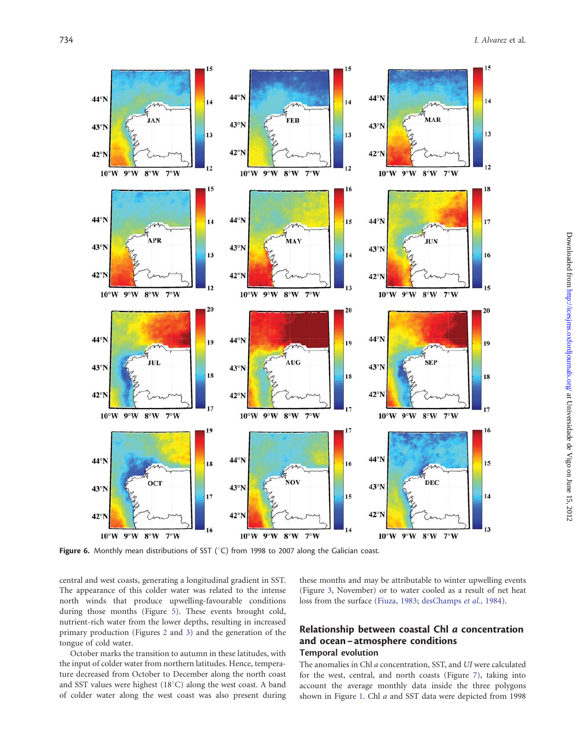Figure 6. Monthly mean distributions of SST (°C) from 1998 to 2007 along the Galician coast.

central and west coasts, generating a longitudinal gradient in SST. The appearance of this colder water was related to the intense north winds that produce upwelling-favourable conditions during those months (Figure 5). These events brought cold, nutrient-rich water from the lower depths, resulting in increased primary production (Figures 2 and 3) and the generation of the tongue of cold water.

October marks the transition to autumn in these latitudes, with the input of colder water from northern latitudes. Hence, temperature decreased from October to December along the north coast and SST values were highest (18°C) along the west coast. A band of colder water along the west coast was also present during these months and may be attributable to winter upwelling events (Figure 3, November) or to water cooled as a result of net heat loss from the surface (Fiuza, 1983; desChamps *et al.*, 1984).

## Relationship between coastal Chl *a* concentration and ocean–atmosphere conditions

### Temporal evolution

The anomalies in Chl *a* concentration, SST, and *UI* were calculated for the west, central, and north coasts (Figure 7), taking into account the average monthly data inside the three polygons shown in Figure 1. Chl *a* and SST data were depicted from 1998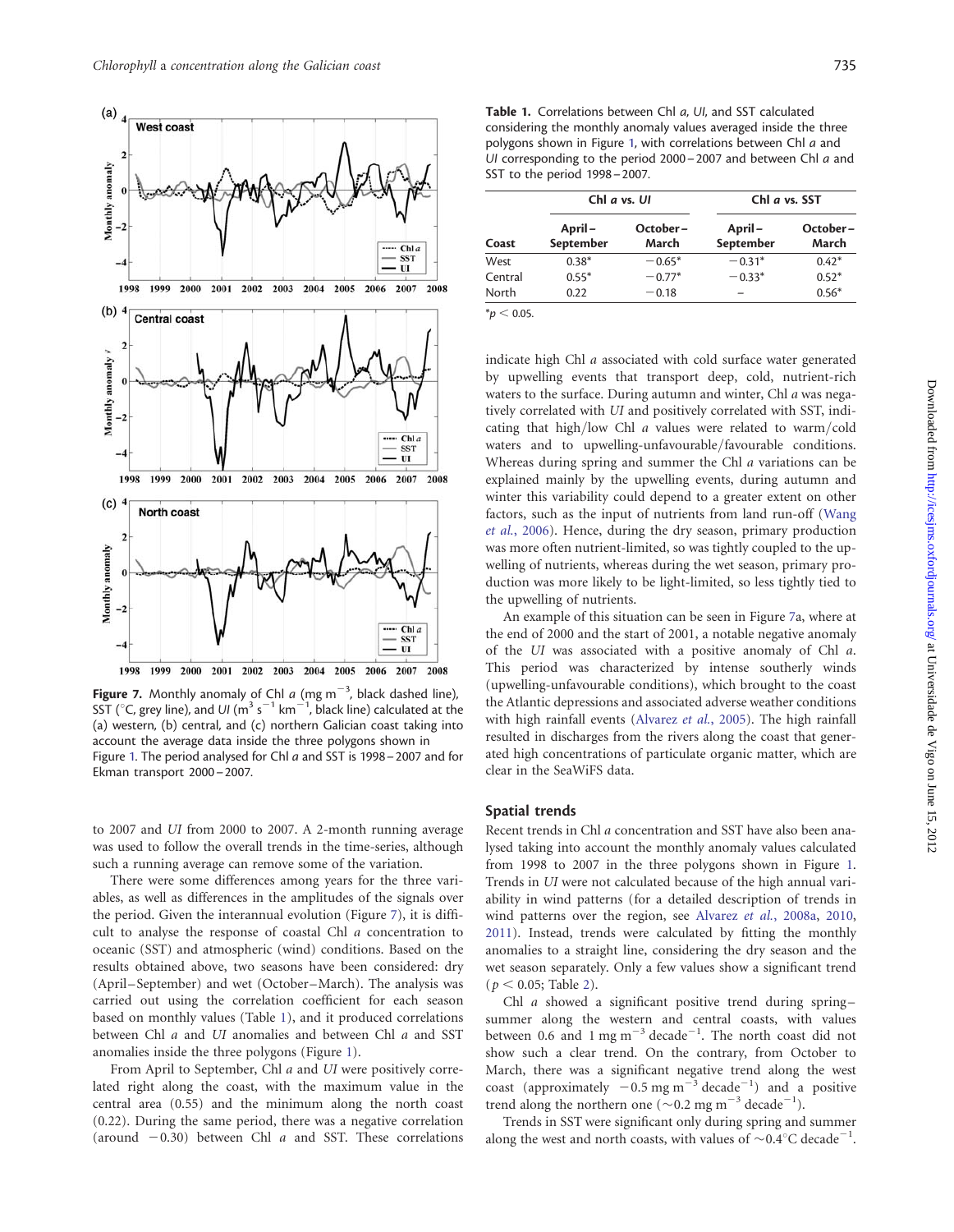Figure 7. Monthly anomaly of Chl *a* (mg m$^{-3}$, black dashed line), SST (°C, grey line), and *UI* (m$^{3}$ s$^{-1}$ km$^{-1}$, black line) calculated at the (a) western, (b) central, and (c) northern Galician coast taking into account the average data inside the three polygons shown in Figure 1. The period analysed for Chl *a* and SST is 1998–2007 and for Ekman transport 2000–2007.

to 2007 and *UI* from 2000 to 2007. A 2-month running average was used to follow the overall trends in the time-series, although such a running average can remove some of the variation.

There were some differences among years for the three variables, as well as differences in the amplitudes of the signals over the period. Given the interannual evolution (Figure 7), it is difficult to analyse the response of coastal Chl *a* concentration to oceanic (SST) and atmospheric (wind) conditions. Based on the results obtained above, two seasons have been considered: dry (April–September) and wet (October–March). The analysis was carried out using the correlation coefficient for each season based on monthly values (Table 1), and it produced correlations between Chl *a* and *UI* anomalies and between Chl *a* and SST anomalies inside the three polygons (Figure 1).

From April to September, Chl *a* and *UI* were positively correlated right along the coast, with the maximum value in the central area (0.55) and the minimum along the north coast (0.22). During the same period, there was a negative correlation (around −0.30) between Chl *a* and SST. These correlations indicate high Chl *a* associated with cold surface water generated by upwelling events that transport deep, cold, nutrient-rich waters to the surface. During autumn and winter, Chl *a* was negatively correlated with *UI* and positively correlated with SST, indicating that high/low Chl *a* values were related to warm/cold waters and to upwelling-unfavourable/favourable conditions. Whereas during spring and summer the Chl *a* variations can be explained mainly by the upwelling events, during autumn and winter this variability could depend to a greater extent on other factors, such as the input of nutrients from land run-off (Wang *et al.*, 2006). Hence, during the dry season, primary production was more often nutrient-limited, so was tightly coupled to the upwelling of nutrients, whereas during the wet season, primary production was more likely to be light-limited, so less tightly tied to the upwelling of nutrients.

An example of this situation can be seen in Figure 7a, where at the end of 2000 and the start of 2001, a notable negative anomaly of the *UI* was associated with a positive anomaly of Chl *a*. This period was characterized by intense southerly winds (upwelling-unfavourable conditions), which brought to the coast the Atlantic depressions and associated adverse weather conditions with high rainfall events (Alvarez *et al.*, 2005). The high rainfall resulted in discharges from the rivers along the coast that generated high concentrations of particulate organic matter, which are clear in the SeaWiFS data.

**Table 1.** Correlations between Chl *a*, *UI*, and SST calculated considering the monthly anomaly values averaged inside the three polygons shown in Figure 1, with correlations between Chl *a* and *UI* corresponding to the period 2000–2007 and between Chl *a* and SST to the period 1998–2007.

| | Chl *a* vs. *UI* | | Chl *a* vs. SST | |
|---|---|---|---|---|
| Coast | April–September | October–March | April–September | October–March |
| West | 0.38* | −0.65* | −0.31* | 0.42* |
| Central | 0.55* | −0.77* | −0.33* | 0.52* |
| North | 0.22 | −0.18 | – | 0.56* |

*$p < 0.05$.

## Spatial trends

Recent trends in Chl *a* concentration and SST have also been analysed taking into account the monthly anomaly values calculated from 1998 to 2007 in the three polygons shown in Figure 1. Trends in *UI* were not calculated because of the high annual variability in wind patterns (for a detailed description of trends in wind patterns over the region, see Alvarez *et al.*, 2008a, 2010, 2011). Instead, trends were calculated by fitting the monthly anomalies to a straight line, considering the dry season and the wet season separately. Only a few values show a significant trend ($p < 0.05$; Table 2).

Chl *a* showed a significant positive trend during spring–summer along the western and central coasts, with values between 0.6 and 1 mg m$^{-3}$ decade$^{-1}$. The north coast did not show such a clear trend. On the contrary, from October to March, there was a significant negative trend along the west coast (approximately −0.5 mg m$^{-3}$ decade$^{-1}$) and a positive trend along the northern one (~0.2 mg m$^{-3}$ decade$^{-1}$).

Trends in SST were significant only during spring and summer along the west and north coasts, with values of ~0.4°C decade$^{-1}$.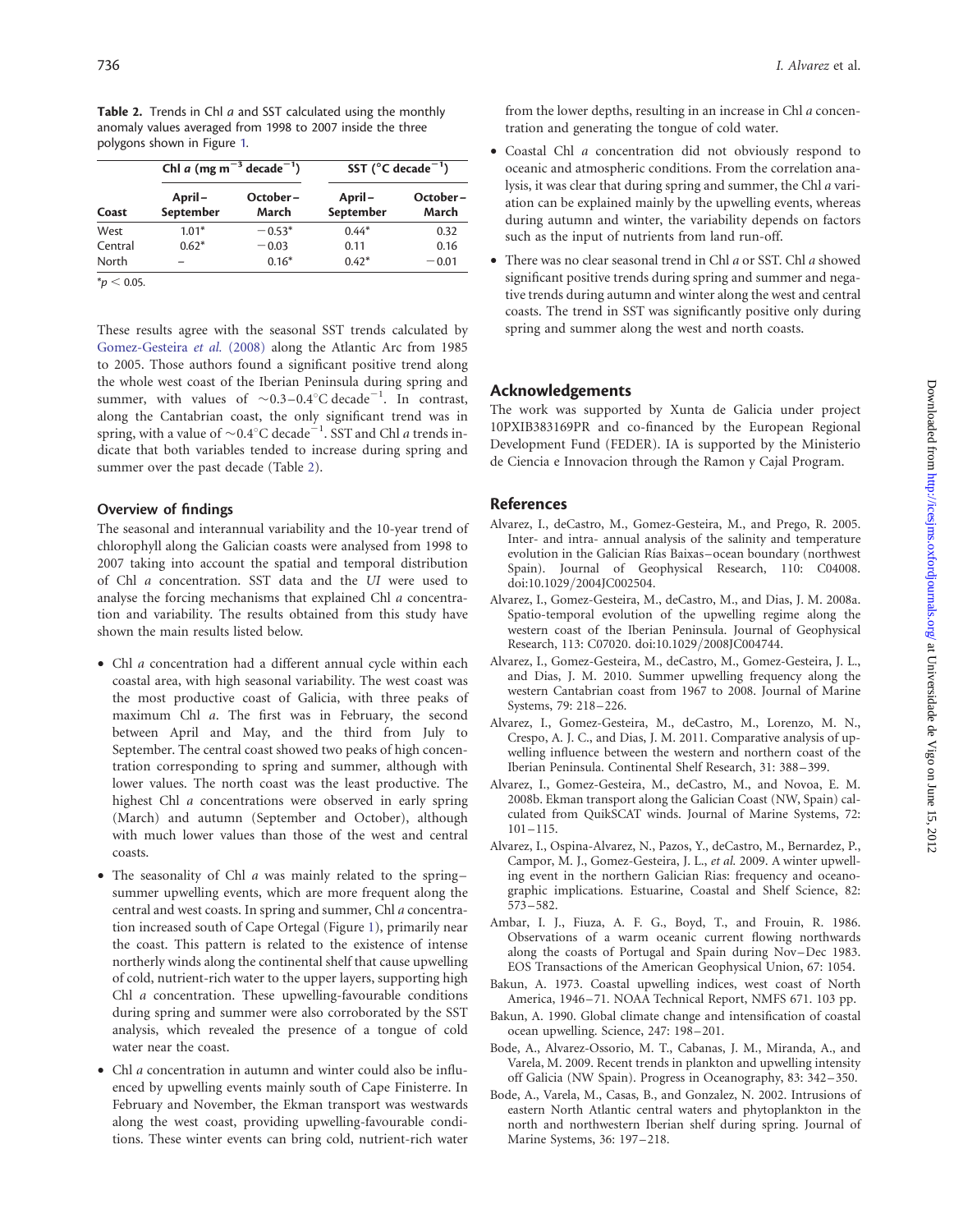**Table 2.** Trends in Chl *a* and SST calculated using the monthly anomaly values averaged from 1998 to 2007 inside the three polygons shown in Figure 1.

| | Chl *a* (mg m$^{-3}$ decade$^{-1}$) | | SST (°C decade$^{-1}$) | |
|---|---|---|---|---|
| Coast | April–September | October–March | April–September | October–March |
| West | 1.01* | −0.53* | 0.44* | 0.32 |
| Central | 0.62* | −0.03 | 0.11 | 0.16 |
| North | – | 0.16* | 0.42* | −0.01 |

*$p < 0.05$.

These results agree with the seasonal SST trends calculated by Gomez-Gesteira *et al.* (2008) along the Atlantic Arc from 1985 to 2005. Those authors found a significant positive trend along the whole west coast of the Iberian Peninsula during spring and summer, with values of ~0.3–0.4°C decade$^{-1}$. In contrast, along the Cantabrian coast, the only significant trend was in spring, with a value of ~0.4°C decade$^{-1}$. SST and Chl *a* trends indicate that both variables tended to increase during spring and summer over the past decade (Table 2).

## Overview of findings

The seasonal and interannual variability and the 10-year trend of chlorophyll along the Galician coasts were analysed from 1998 to 2007 taking into account the spatial and temporal distribution of Chl *a* concentration. SST data and the *UI* were used to analyse the forcing mechanisms that explained Chl *a* concentration and variability. The results obtained from this study have shown the main results listed below.

- Chl *a* concentration had a different annual cycle within each coastal area, with high seasonal variability. The west coast was the most productive coast of Galicia, with three peaks of maximum Chl *a*. The first was in February, the second between April and May, and the third from July to September. The central coast showed two peaks of high concentration corresponding to spring and summer, although with lower values. The north coast was the least productive. The highest Chl *a* concentrations were observed in early spring (March) and autumn (September and October), although with much lower values than those of the west and central coasts.
- The seasonality of Chl *a* was mainly related to the spring–summer upwelling events, which are more frequent along the central and west coasts. In spring and summer, Chl *a* concentration increased south of Cape Ortegal (Figure 1), primarily near the coast. This pattern is related to the existence of intense northerly winds along the continental shelf that cause upwelling of cold, nutrient-rich water to the upper layers, supporting high Chl *a* concentration. These upwelling-favourable conditions during spring and summer were also corroborated by the SST analysis, which revealed the presence of a tongue of cold water near the coast.
- Chl *a* concentration in autumn and winter could also be influenced by upwelling events mainly south of Cape Finisterre. In February and November, the Ekman transport was westwards along the west coast, providing upwelling-favourable conditions. These winter events can bring cold, nutrient-rich water from the lower depths, resulting in an increase in Chl *a* concentration and generating the tongue of cold water.
- Coastal Chl *a* concentration did not obviously respond to oceanic and atmospheric conditions. From the correlation analysis, it was clear that during spring and summer, the Chl *a* variation can be explained mainly by the upwelling events, whereas during autumn and winter, the variability depends on factors such as the input of nutrients from land run-off.
- There was no clear seasonal trend in Chl *a* or SST. Chl *a* showed significant positive trends during spring and summer and negative trends during autumn and winter along the west and central coasts. The trend in SST was significantly positive only during spring and summer along the west and north coasts.

## Acknowledgements

The work was supported by Xunta de Galicia under project 10PXIB383169PR and co-financed by the European Regional Development Fund (FEDER). IA is supported by the Ministerio de Ciencia e Innovacion through the Ramon y Cajal Program.

## References

Alvarez, I., deCastro, M., Gomez-Gesteira, M., and Prego, R. 2005. Inter- and intra- annual analysis of the salinity and temperature evolution in the Galician Rías Baixas–ocean boundary (northwest Spain). Journal of Geophysical Research, 110: C04008. doi:10.1029/2004JC002504.

Alvarez, I., Gomez-Gesteira, M., deCastro, M., and Dias, J. M. 2008a. Spatio-temporal evolution of the upwelling regime along the western coast of the Iberian Peninsula. Journal of Geophysical Research, 113: C07020. doi:10.1029/2008JC004744.

Alvarez, I., Gomez-Gesteira, M., deCastro, M., Gomez-Gesteira, J. L., and Dias, J. M. 2010. Summer upwelling frequency along the western Cantabrian coast from 1967 to 2008. Journal of Marine Systems, 79: 218–226.

Alvarez, I., Gomez-Gesteira, M., deCastro, M., Lorenzo, M. N., Crespo, A. J. C., and Dias, J. M. 2011. Comparative analysis of upwelling influence between the western and northern coast of the Iberian Peninsula. Continental Shelf Research, 31: 388–399.

Alvarez, I., Gomez-Gesteira, M., deCastro, M., and Novoa, E. M. 2008b. Ekman transport along the Galician Coast (NW, Spain) calculated from QuikSCAT winds. Journal of Marine Systems, 72: 101–115.

Alvarez, I., Ospina-Alvarez, N., Pazos, Y., deCastro, M., Bernardez, P., Campor, M. J., Gomez-Gesteira, J. L., *et al.* 2009. A winter upwelling event in the northern Galician Rias: frequency and oceanographic implications. Estuarine, Coastal and Shelf Science, 82: 573–582.

Ambar, I. J., Fiuza, A. F. G., Boyd, T., and Frouin, R. 1986. Observations of a warm oceanic current flowing northwards along the coasts of Portugal and Spain during Nov–Dec 1983. EOS Transactions of the American Geophysical Union, 67: 1054.

Bakun, A. 1973. Coastal upwelling indices, west coast of North America, 1946–71. NOAA Technical Report, NMFS 671. 103 pp.

Bakun, A. 1990. Global climate change and intensification of coastal ocean upwelling. Science, 247: 198–201.

Bode, A., Alvarez-Ossorio, M. T., Cabanas, J. M., Miranda, A., and Varela, M. 2009. Recent trends in plankton and upwelling intensity off Galicia (NW Spain). Progress in Oceanography, 83: 342–350.

Bode, A., Varela, M., Casas, B., and Gonzalez, N. 2002. Intrusions of eastern North Atlantic central waters and phytoplankton in the north and northwestern Iberian shelf during spring. Journal of Marine Systems, 36: 197–218.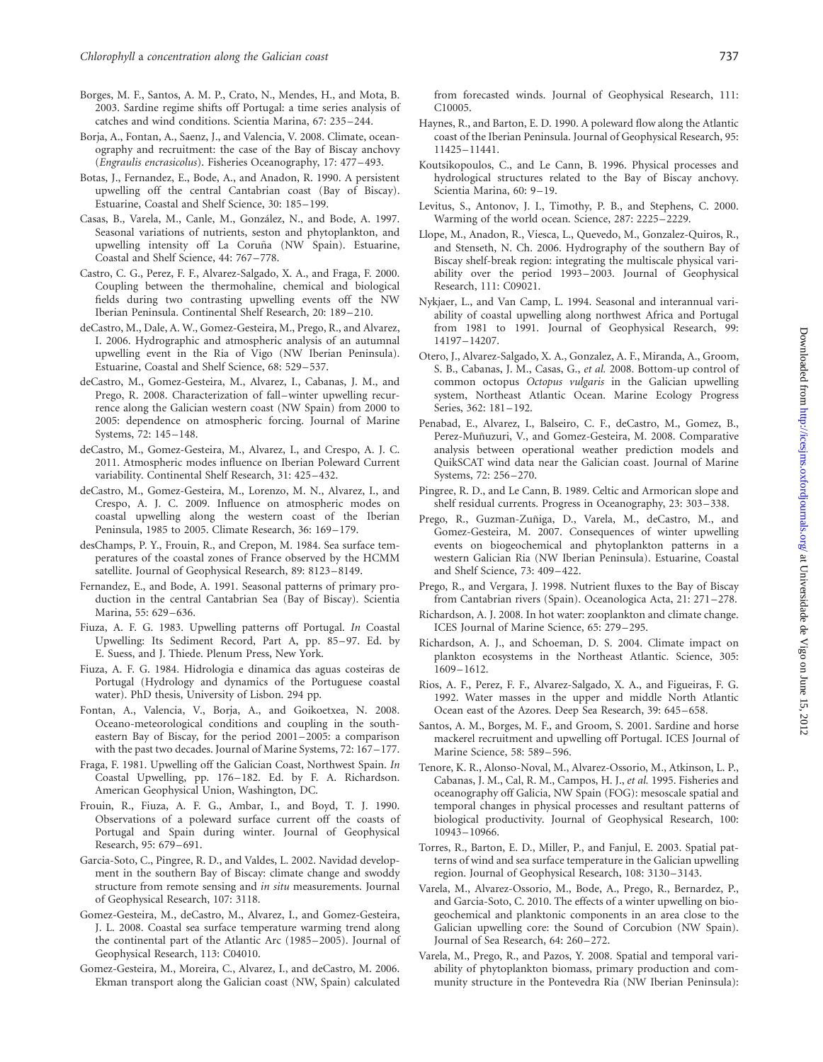Borges, M. F., Santos, A. M. P., Crato, N., Mendes, H., and Mota, B. 2003. Sardine regime shifts off Portugal: a time series analysis of catches and wind conditions. Scientia Marina, 67: 235–244.

Borja, A., Fontan, A., Saenz, J., and Valencia, V. 2008. Climate, oceanography and recruitment: the case of the Bay of Biscay anchovy (*Engraulis encrasicolus*). Fisheries Oceanography, 17: 477–493.

Botas, J., Fernandez, E., Bode, A., and Anadon, R. 1990. A persistent upwelling off the central Cantabrian coast (Bay of Biscay). Estuarine, Coastal and Shelf Science, 30: 185–199.

Casas, B., Varela, M., Canle, M., González, N., and Bode, A. 1997. Seasonal variations of nutrients, seston and phytoplankton, and upwelling intensity off La Coruña (NW Spain). Estuarine, Coastal and Shelf Science, 44: 767–778.

Castro, C. G., Perez, F. F., Alvarez-Salgado, X. A., and Fraga, F. 2000. Coupling between the thermohaline, chemical and biological fields during two contrasting upwelling events off the NW Iberian Peninsula. Continental Shelf Research, 20: 189–210.

deCastro, M., Dale, A. W., Gomez-Gesteira, M., Prego, R., and Alvarez, I. 2006. Hydrographic and atmospheric analysis of an autumnal upwelling event in the Ria of Vigo (NW Iberian Peninsula). Estuarine, Coastal and Shelf Science, 68: 529–537.

deCastro, M., Gomez-Gesteira, M., Alvarez, I., Cabanas, J. M., and Prego, R. 2008. Characterization of fall–winter upwelling recurrence along the Galician western coast (NW Spain) from 2000 to 2005: dependence on atmospheric forcing. Journal of Marine Systems, 72: 145–148.

deCastro, M., Gomez-Gesteira, M., Alvarez, I., and Crespo, A. J. C. 2011. Atmospheric modes influence on Iberian Poleward Current variability. Continental Shelf Research, 31: 425–432.

deCastro, M., Gomez-Gesteira, M., Lorenzo, M. N., Alvarez, I., and Crespo, A. J. C. 2009. Influence on atmospheric modes on coastal upwelling along the western coast of the Iberian Peninsula, 1985 to 2005. Climate Research, 36: 169–179.

desChamps, P. Y., Frouin, R., and Crepon, M. 1984. Sea surface temperatures of the coastal zones of France observed by the HCMM satellite. Journal of Geophysical Research, 89: 8123–8149.

Fernandez, E., and Bode, A. 1991. Seasonal patterns of primary production in the central Cantabrian Sea (Bay of Biscay). Scientia Marina, 55: 629–636.

Fiuza, A. F. G. 1983. Upwelling patterns off Portugal. *In* Coastal Upwelling: Its Sediment Record, Part A, pp. 85–97. Ed. by E. Suess, and J. Thiede. Plenum Press, New York.

Fiuza, A. F. G. 1984. Hidrologia e dinamica das aguas costeiras de Portugal (Hydrology and dynamics of the Portuguese coastal water). PhD thesis, University of Lisbon. 294 pp.

Fontan, A., Valencia, V., Borja, A., and Goikoetxea, N. 2008. Oceano-meteorological conditions and coupling in the southeastern Bay of Biscay, for the period 2001–2005: a comparison with the past two decades. Journal of Marine Systems, 72: 167–177.

Fraga, F. 1981. Upwelling off the Galician Coast, Northwest Spain. *In* Coastal Upwelling, pp. 176–182. Ed. by F. A. Richardson. American Geophysical Union, Washington, DC.

Frouin, R., Fiuza, A. F. G., Ambar, I., and Boyd, T. J. 1990. Observations of a poleward surface current off the coasts of Portugal and Spain during winter. Journal of Geophysical Research, 95: 679–691.

Garcia-Soto, C., Pingree, R. D., and Valdes, L. 2002. Navidad development in the southern Bay of Biscay: climate change and swoddy structure from remote sensing and *in situ* measurements. Journal of Geophysical Research, 107: 3118.

Gomez-Gesteira, M., deCastro, M., Alvarez, I., and Gomez-Gesteira, J. L. 2008. Coastal sea surface temperature warming trend along the continental part of the Atlantic Arc (1985–2005). Journal of Geophysical Research, 113: C04010.

Gomez-Gesteira, M., Moreira, C., Alvarez, I., and deCastro, M. 2006. Ekman transport along the Galician coast (NW, Spain) calculated from forecasted winds. Journal of Geophysical Research, 111: C10005.

Haynes, R., and Barton, E. D. 1990. A poleward flow along the Atlantic coast of the Iberian Peninsula. Journal of Geophysical Research, 95: 11425–11441.

Koutsikopoulos, C., and Le Cann, B. 1996. Physical processes and hydrological structures related to the Bay of Biscay anchovy. Scientia Marina, 60: 9–19.

Levitus, S., Antonov, J. I., Timothy, P. B., and Stephens, C. 2000. Warming of the world ocean. Science, 287: 2225–2229.

Llope, M., Anadon, R., Viesca, L., Quevedo, M., Gonzalez-Quiros, R., and Stenseth, N. Ch. 2006. Hydrography of the southern Bay of Biscay shelf-break region: integrating the multiscale physical variability over the period 1993–2003. Journal of Geophysical Research, 111: C09021.

Nykjaer, L., and Van Camp, L. 1994. Seasonal and interannual variability of coastal upwelling along northwest Africa and Portugal from 1981 to 1991. Journal of Geophysical Research, 99: 14197–14207.

Otero, J., Alvarez-Salgado, X. A., Gonzalez, A. F., Miranda, A., Groom, S. B., Cabanas, J. M., Casas, G., *et al.* 2008. Bottom-up control of common octopus *Octopus vulgaris* in the Galician upwelling system, Northeast Atlantic Ocean. Marine Ecology Progress Series, 362: 181–192.

Penabad, E., Alvarez, I., Balseiro, C. F., deCastro, M., Gomez, B., Perez-Muñuzuri, V., and Gomez-Gesteira, M. 2008. Comparative analysis between operational weather prediction models and QuikSCAT wind data near the Galician coast. Journal of Marine Systems, 72: 256–270.

Pingree, R. D., and Le Cann, B. 1989. Celtic and Armorican slope and shelf residual currents. Progress in Oceanography, 23: 303–338.

Prego, R., Guzman-Zuñiga, D., Varela, M., deCastro, M., and Gomez-Gesteira, M. 2007. Consequences of winter upwelling events on biogeochemical and phytoplankton patterns in a western Galician Ria (NW Iberian Peninsula). Estuarine, Coastal and Shelf Science, 73: 409–422.

Prego, R., and Vergara, J. 1998. Nutrient fluxes to the Bay of Biscay from Cantabrian rivers (Spain). Oceanologica Acta, 21: 271–278.

Richardson, A. J. 2008. In hot water: zooplankton and climate change. ICES Journal of Marine Science, 65: 279–295.

Richardson, A. J., and Schoeman, D. S. 2004. Climate impact on plankton ecosystems in the Northeast Atlantic. Science, 305: 1609–1612.

Rios, A. F., Perez, F. F., Alvarez-Salgado, X. A., and Figueiras, F. G. 1992. Water masses in the upper and middle North Atlantic Ocean east of the Azores. Deep Sea Research, 39: 645–658.

Santos, A. M., Borges, M. F., and Groom, S. 2001. Sardine and horse mackerel recruitment and upwelling off Portugal. ICES Journal of Marine Science, 58: 589–596.

Tenore, K. R., Alonso-Noval, M., Alvarez-Ossorio, M., Atkinson, L. P., Cabanas, J. M., Cal, R. M., Campos, H. J., *et al.* 1995. Fisheries and oceanography off Galicia, NW Spain (FOG): mesoscale spatial and temporal changes in physical processes and resultant patterns of biological productivity. Journal of Geophysical Research, 100: 10943–10966.

Torres, R., Barton, E. D., Miller, P., and Fanjul, E. 2003. Spatial patterns of wind and sea surface temperature in the Galician upwelling region. Journal of Geophysical Research, 108: 3130–3143.

Varela, M., Alvarez-Ossorio, M., Bode, A., Prego, R., Bernardez, P., and Garcia-Soto, C. 2010. The effects of a winter upwelling on biogeochemical and planktonic components in an area close to the Galician upwelling core: the Sound of Corcubion (NW Spain). Journal of Sea Research, 64: 260–272.

Varela, M., Prego, R., and Pazos, Y. 2008. Spatial and temporal variability of phytoplankton biomass, primary production and community structure in the Pontevedra Ria (NW Iberian Peninsula):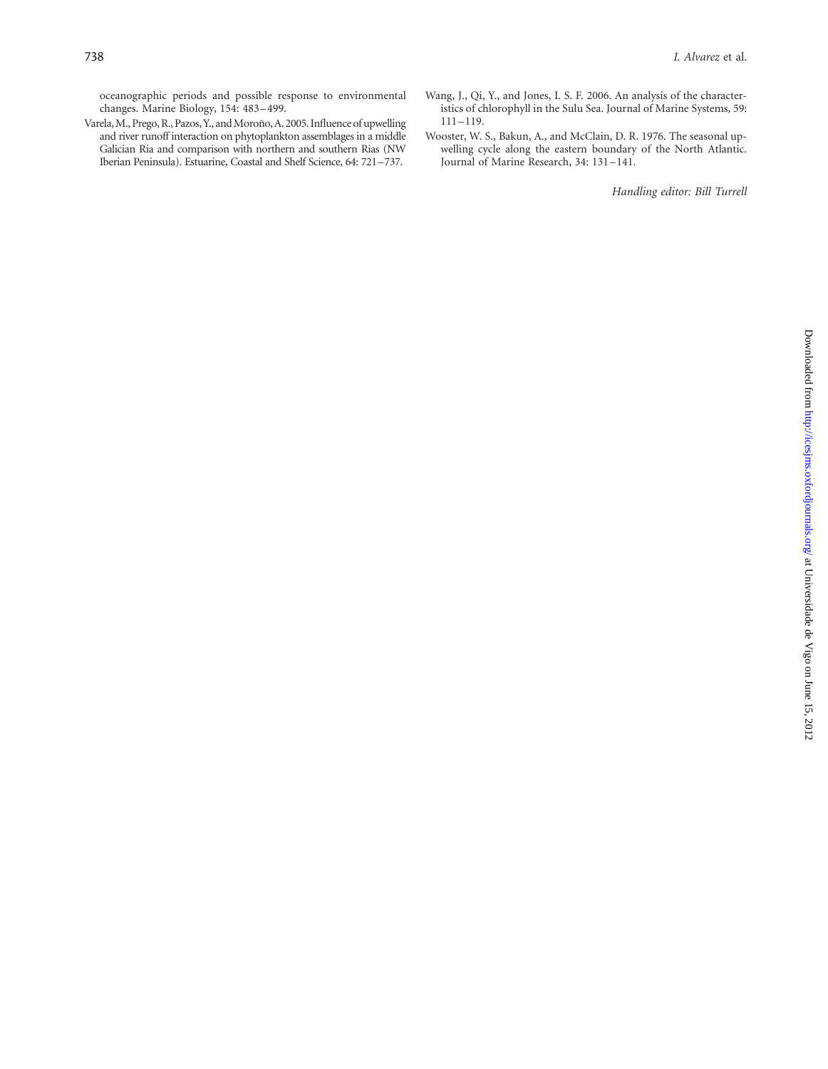oceanographic periods and possible response to environmental changes. Marine Biology, 154: 483–499.

Varela, M., Prego, R., Pazos, Y., and Moroño, A. 2005. Influence of upwelling and river runoff interaction on phytoplankton assemblages in a middle Galician Ria and comparison with northern and southern Rias (NW Iberian Peninsula). Estuarine, Coastal and Shelf Science, 64: 721–737.

Wang, J., Qi, Y., and Jones, I. S. F. 2006. An analysis of the characteristics of chlorophyll in the Sulu Sea. Journal of Marine Systems, 59: 111–119.

Wooster, W. S., Bakun, A., and McClain, D. R. 1976. The seasonal upwelling cycle along the eastern boundary of the North Atlantic. Journal of Marine Research, 34: 131–141.

*Handling editor: Bill Turrell*